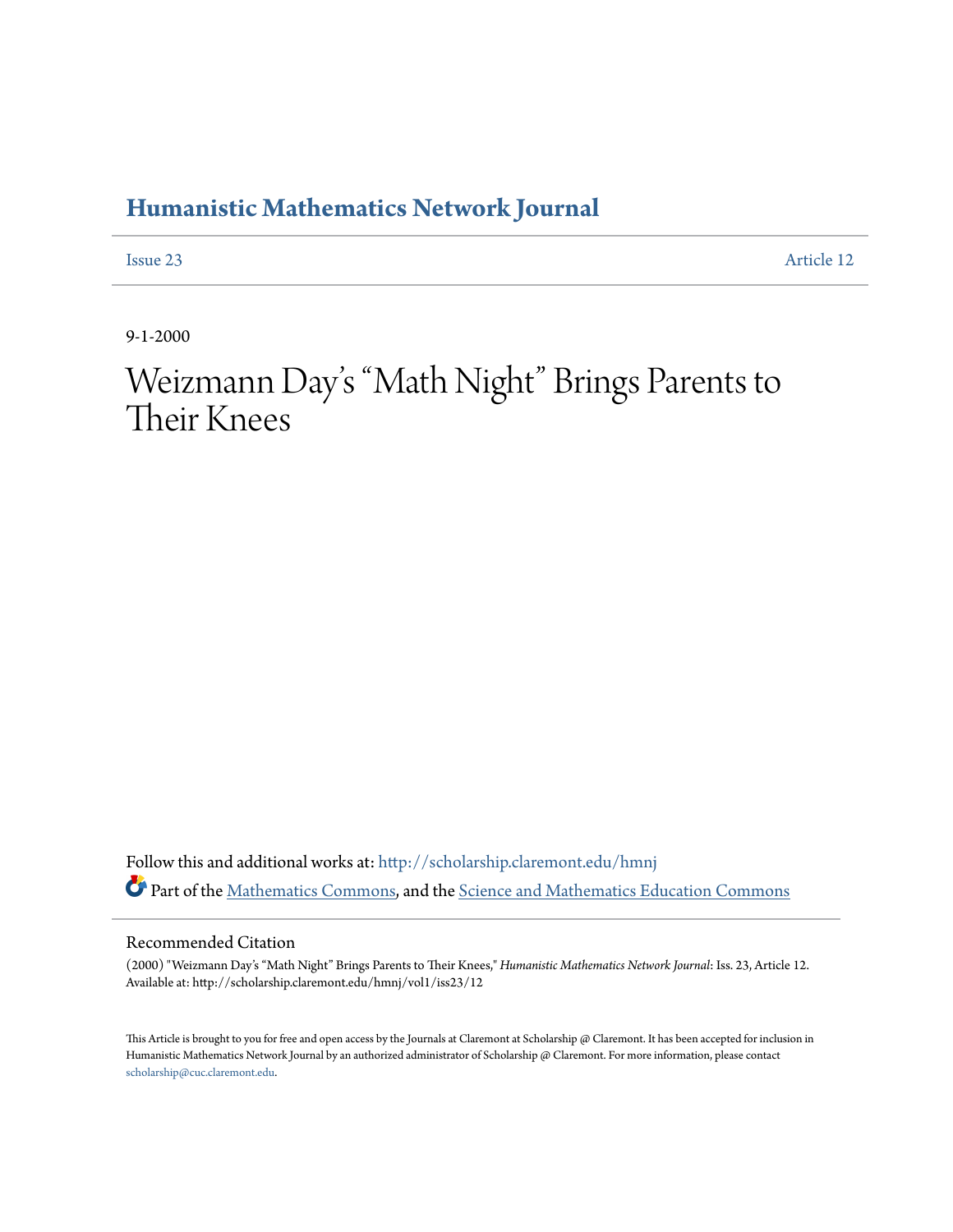# Humanistic Mathematics Network Journal

Issue 23 | Article 12

9-1-2000

# Weizmann Day's "Math Night" Brings Parents to Their Knees

Follow this and additional works at: http://scholarship.claremont.edu/hmnj

Part of the Mathematics Commons, and the Science and Mathematics Education Commons

## Recommended Citation

(2000) "Weizmann Day's "Math Night" Brings Parents to Their Knees," *Humanistic Mathematics Network Journal*: Iss. 23, Article 12.
Available at: http://scholarship.claremont.edu/hmnj/vol1/iss23/12

This Article is brought to you for free and open access by the Journals at Claremont at Scholarship @ Claremont. It has been accepted for inclusion in Humanistic Mathematics Network Journal by an authorized administrator of Scholarship @ Claremont. For more information, please contact scholarship@cuc.claremont.edu.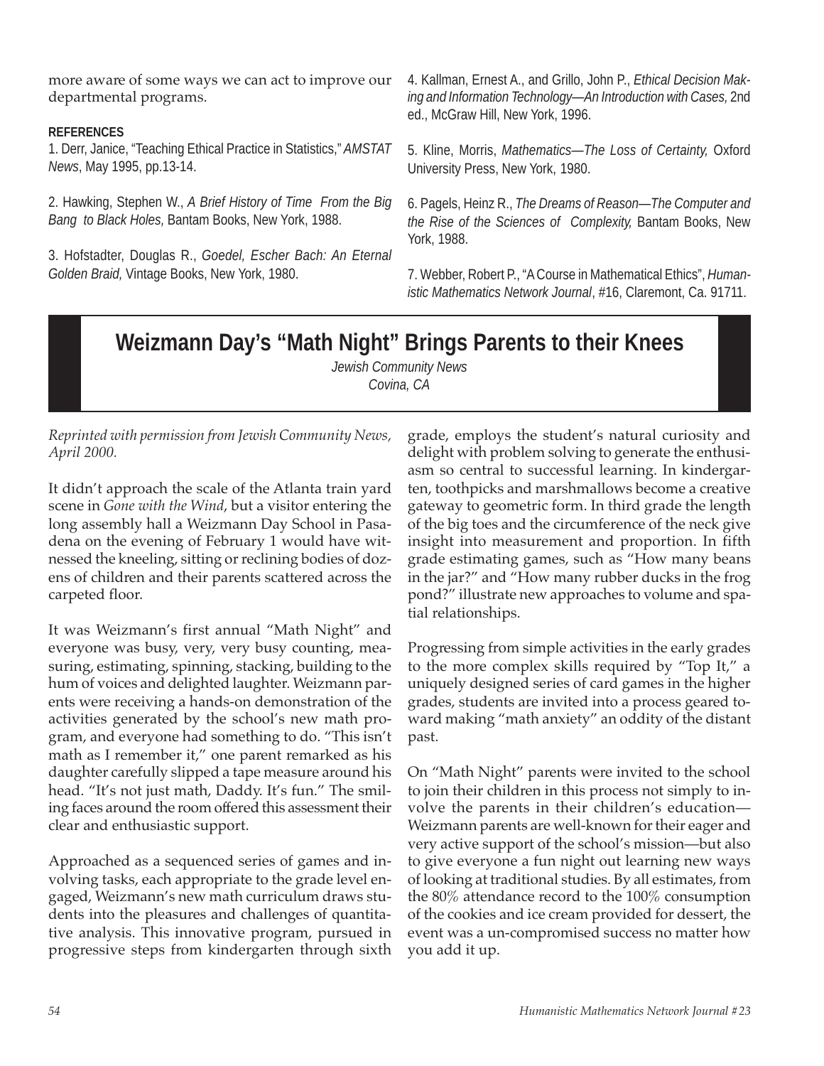more aware of some ways we can act to improve our departmental programs.

**REFERENCES**

1. Derr, Janice, "Teaching Ethical Practice in Statistics," *AMSTAT News*, May 1995, pp.13-14.

2. Hawking, Stephen W., *A Brief History of Time From the Big Bang to Black Holes,* Bantam Books, New York, 1988.

3. Hofstadter, Douglas R., *Goedel, Escher Bach: An Eternal Golden Braid,* Vintage Books, New York, 1980.

4. Kallman, Ernest A., and Grillo, John P., *Ethical Decision Making and Information Technology—An Introduction with Cases,* 2nd ed., McGraw Hill, New York, 1996.

5. Kline, Morris, *Mathematics—The Loss of Certainty,* Oxford University Press, New York, 1980.

6. Pagels, Heinz R., *The Dreams of Reason—The Computer and the Rise of the Sciences of Complexity,* Bantam Books, New York, 1988.

7. Webber, Robert P., "A Course in Mathematical Ethics", *Humanistic Mathematics Network Journal*, #16, Claremont, Ca. 91711.

# Weizmann Day's "Math Night" Brings Parents to their Knees

*Jewish Community News*
*Covina, CA*

*Reprinted with permission from Jewish Community News, April 2000.*

It didn't approach the scale of the Atlanta train yard scene in *Gone with the Wind*, but a visitor entering the long assembly hall a Weizmann Day School in Pasadena on the evening of February 1 would have witnessed the kneeling, sitting or reclining bodies of dozens of children and their parents scattered across the carpeted floor.

It was Weizmann's first annual "Math Night" and everyone was busy, very, very busy counting, measuring, estimating, spinning, stacking, building to the hum of voices and delighted laughter. Weizmann parents were receiving a hands-on demonstration of the activities generated by the school's new math program, and everyone had something to do. "This isn't math as I remember it," one parent remarked as his daughter carefully slipped a tape measure around his head. "It's not just math, Daddy. It's fun." The smiling faces around the room offered this assessment their clear and enthusiastic support.

Approached as a sequenced series of games and involving tasks, each appropriate to the grade level engaged, Weizmann's new math curriculum draws students into the pleasures and challenges of quantitative analysis. This innovative program, pursued in progressive steps from kindergarten through sixth grade, employs the student's natural curiosity and delight with problem solving to generate the enthusiasm so central to successful learning. In kindergarten, toothpicks and marshmallows become a creative gateway to geometric form. In third grade the length of the big toes and the circumference of the neck give insight into measurement and proportion. In fifth grade estimating games, such as "How many beans in the jar?" and "How many rubber ducks in the frog pond?" illustrate new approaches to volume and spatial relationships.

Progressing from simple activities in the early grades to the more complex skills required by "Top It," a uniquely designed series of card games in the higher grades, students are invited into a process geared toward making "math anxiety" an oddity of the distant past.

On "Math Night" parents were invited to the school to join their children in this process not simply to involve the parents in their children's education—Weizmann parents are well-known for their eager and very active support of the school's mission—but also to give everyone a fun night out learning new ways of looking at traditional studies. By all estimates, from the 80% attendance record to the 100% consumption of the cookies and ice cream provided for dessert, the event was a un-compromised success no matter how you add it up.